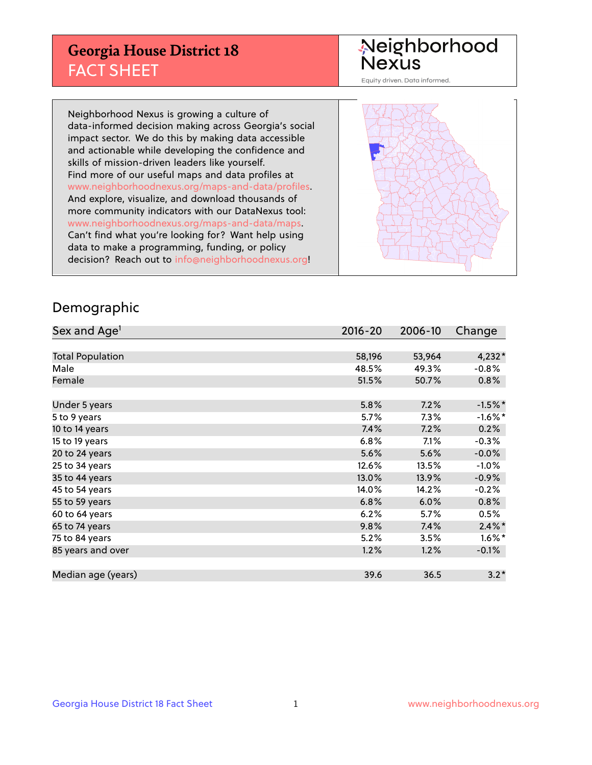# Georgia House District 18
## FACT SHEET

Neighborhood Nexus
Equity driven. Data informed.

Neighborhood Nexus is growing a culture of data-informed decision making across Georgia's social impact sector. We do this by making data accessible and actionable while developing the confidence and skills of mission-driven leaders like yourself. Find more of our useful maps and data profiles at www.neighborhoodnexus.org/maps-and-data/profiles. And explore, visualize, and download thousands of more community indicators with our DataNexus tool: www.neighborhoodnexus.org/maps-and-data/maps. Can't find what you're looking for? Want help using data to make a programming, funding, or policy decision? Reach out to info@neighborhoodnexus.org!

## Demographic

| Sex and Age[1] | 2016-20 | 2006-10 | Change |
|---|---|---|---|
| Total Population | 58,196 | 53,964 | 4,232* |
| Male | 48.5% | 49.3% | -0.8% |
| Female | 51.5% | 50.7% | 0.8% |
| | | | |
| Under 5 years | 5.8% | 7.2% | -1.5%* |
| 5 to 9 years | 5.7% | 7.3% | -1.6%* |
| 10 to 14 years | 7.4% | 7.2% | 0.2% |
| 15 to 19 years | 6.8% | 7.1% | -0.3% |
| 20 to 24 years | 5.6% | 5.6% | -0.0% |
| 25 to 34 years | 12.6% | 13.5% | -1.0% |
| 35 to 44 years | 13.0% | 13.9% | -0.9% |
| 45 to 54 years | 14.0% | 14.2% | -0.2% |
| 55 to 59 years | 6.8% | 6.0% | 0.8% |
| 60 to 64 years | 6.2% | 5.7% | 0.5% |
| 65 to 74 years | 9.8% | 7.4% | 2.4%* |
| 75 to 84 years | 5.2% | 3.5% | 1.6%* |
| 85 years and over | 1.2% | 1.2% | -0.1% |
| | | | |
| Median age (years) | 39.6 | 36.5 | 3.2* |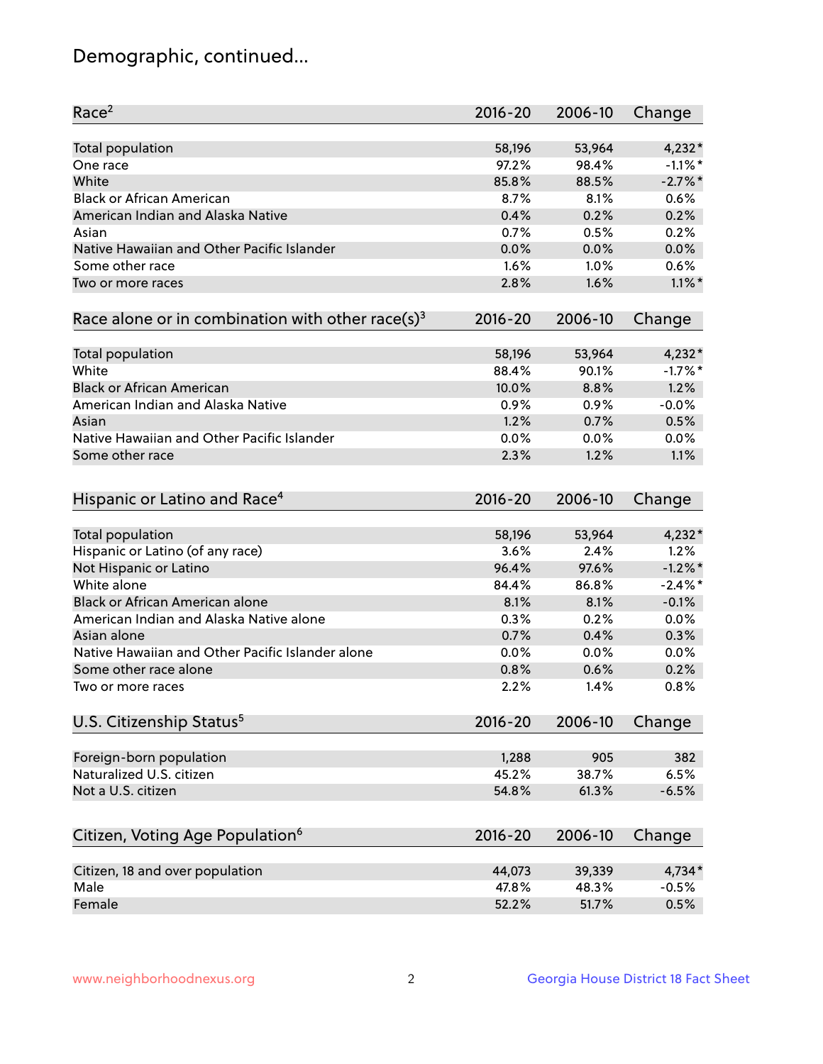# Demographic, continued...

| Race[2] | 2016-20 | 2006-10 | Change |
|---|---|---|---|
| Total population | 58,196 | 53,964 | 4,232* |
| One race | 97.2% | 98.4% | -1.1%* |
| White | 85.8% | 88.5% | -2.7%* |
| Black or African American | 8.7% | 8.1% | 0.6% |
| American Indian and Alaska Native | 0.4% | 0.2% | 0.2% |
| Asian | 0.7% | 0.5% | 0.2% |
| Native Hawaiian and Other Pacific Islander | 0.0% | 0.0% | 0.0% |
| Some other race | 1.6% | 1.0% | 0.6% |
| Two or more races | 2.8% | 1.6% | 1.1%* |

| Race alone or in combination with other race(s)[3] | 2016-20 | 2006-10 | Change |
|---|---|---|---|
| Total population | 58,196 | 53,964 | 4,232* |
| White | 88.4% | 90.1% | -1.7%* |
| Black or African American | 10.0% | 8.8% | 1.2% |
| American Indian and Alaska Native | 0.9% | 0.9% | -0.0% |
| Asian | 1.2% | 0.7% | 0.5% |
| Native Hawaiian and Other Pacific Islander | 0.0% | 0.0% | 0.0% |
| Some other race | 2.3% | 1.2% | 1.1% |

| Hispanic or Latino and Race[4] | 2016-20 | 2006-10 | Change |
|---|---|---|---|
| Total population | 58,196 | 53,964 | 4,232* |
| Hispanic or Latino (of any race) | 3.6% | 2.4% | 1.2% |
| Not Hispanic or Latino | 96.4% | 97.6% | -1.2%* |
| White alone | 84.4% | 86.8% | -2.4%* |
| Black or African American alone | 8.1% | 8.1% | -0.1% |
| American Indian and Alaska Native alone | 0.3% | 0.2% | 0.0% |
| Asian alone | 0.7% | 0.4% | 0.3% |
| Native Hawaiian and Other Pacific Islander alone | 0.0% | 0.0% | 0.0% |
| Some other race alone | 0.8% | 0.6% | 0.2% |
| Two or more races | 2.2% | 1.4% | 0.8% |

| U.S. Citizenship Status[5] | 2016-20 | 2006-10 | Change |
|---|---|---|---|
| Foreign-born population | 1,288 | 905 | 382 |
| Naturalized U.S. citizen | 45.2% | 38.7% | 6.5% |
| Not a U.S. citizen | 54.8% | 61.3% | -6.5% |

| Citizen, Voting Age Population[6] | 2016-20 | 2006-10 | Change |
|---|---|---|---|
| Citizen, 18 and over population | 44,073 | 39,339 | 4,734* |
| Male | 47.8% | 48.3% | -0.5% |
| Female | 52.2% | 51.7% | 0.5% |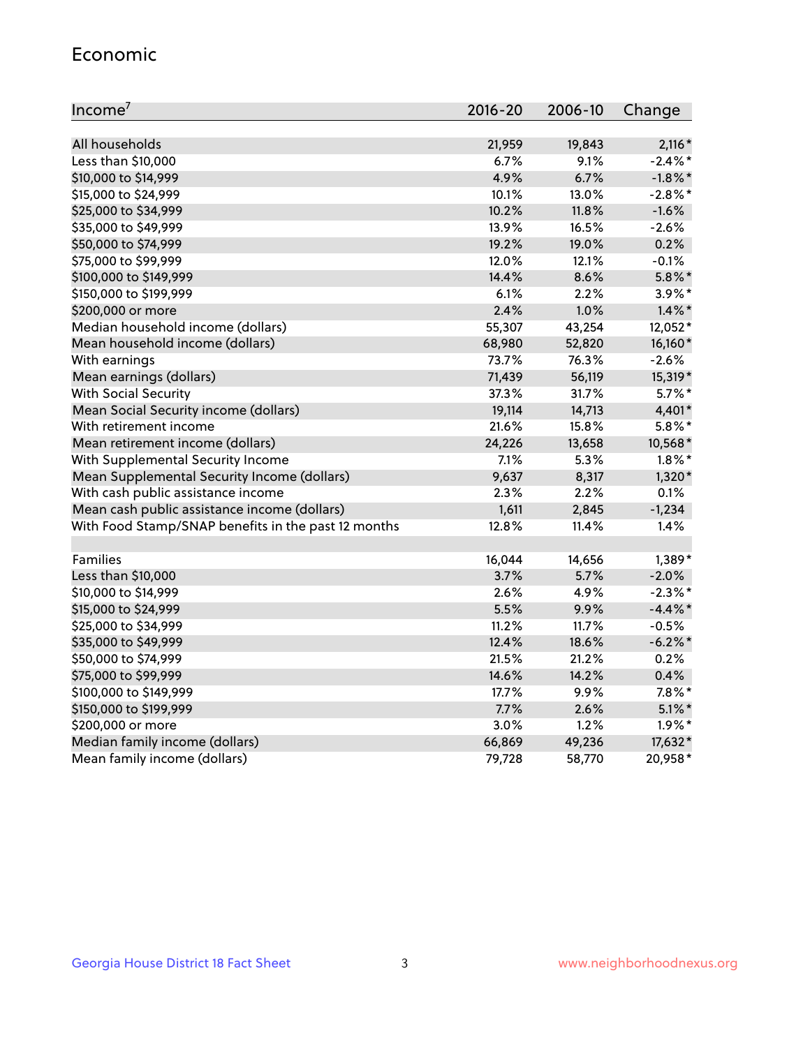## Economic

| Income[7] | 2016-20 | 2006-10 | Change |
|---|---|---|---|
| All households | 21,959 | 19,843 | 2,116* |
| Less than $10,000 | 6.7% | 9.1% | -2.4%* |
| $10,000 to $14,999 | 4.9% | 6.7% | -1.8%* |
| $15,000 to $24,999 | 10.1% | 13.0% | -2.8%* |
| $25,000 to $34,999 | 10.2% | 11.8% | -1.6% |
| $35,000 to $49,999 | 13.9% | 16.5% | -2.6% |
| $50,000 to $74,999 | 19.2% | 19.0% | 0.2% |
| $75,000 to $99,999 | 12.0% | 12.1% | -0.1% |
| $100,000 to $149,999 | 14.4% | 8.6% | 5.8%* |
| $150,000 to $199,999 | 6.1% | 2.2% | 3.9%* |
| $200,000 or more | 2.4% | 1.0% | 1.4%* |
| Median household income (dollars) | 55,307 | 43,254 | 12,052* |
| Mean household income (dollars) | 68,980 | 52,820 | 16,160* |
| With earnings | 73.7% | 76.3% | -2.6% |
| Mean earnings (dollars) | 71,439 | 56,119 | 15,319* |
| With Social Security | 37.3% | 31.7% | 5.7%* |
| Mean Social Security income (dollars) | 19,114 | 14,713 | 4,401* |
| With retirement income | 21.6% | 15.8% | 5.8%* |
| Mean retirement income (dollars) | 24,226 | 13,658 | 10,568* |
| With Supplemental Security Income | 7.1% | 5.3% | 1.8%* |
| Mean Supplemental Security Income (dollars) | 9,637 | 8,317 | 1,320* |
| With cash public assistance income | 2.3% | 2.2% | 0.1% |
| Mean cash public assistance income (dollars) | 1,611 | 2,845 | -1,234 |
| With Food Stamp/SNAP benefits in the past 12 months | 12.8% | 11.4% | 1.4% |
| | | | |
| Families | 16,044 | 14,656 | 1,389* |
| Less than $10,000 | 3.7% | 5.7% | -2.0% |
| $10,000 to $14,999 | 2.6% | 4.9% | -2.3%* |
| $15,000 to $24,999 | 5.5% | 9.9% | -4.4%* |
| $25,000 to $34,999 | 11.2% | 11.7% | -0.5% |
| $35,000 to $49,999 | 12.4% | 18.6% | -6.2%* |
| $50,000 to $74,999 | 21.5% | 21.2% | 0.2% |
| $75,000 to $99,999 | 14.6% | 14.2% | 0.4% |
| $100,000 to $149,999 | 17.7% | 9.9% | 7.8%* |
| $150,000 to $199,999 | 7.7% | 2.6% | 5.1%* |
| $200,000 or more | 3.0% | 1.2% | 1.9%* |
| Median family income (dollars) | 66,869 | 49,236 | 17,632* |
| Mean family income (dollars) | 79,728 | 58,770 | 20,958* |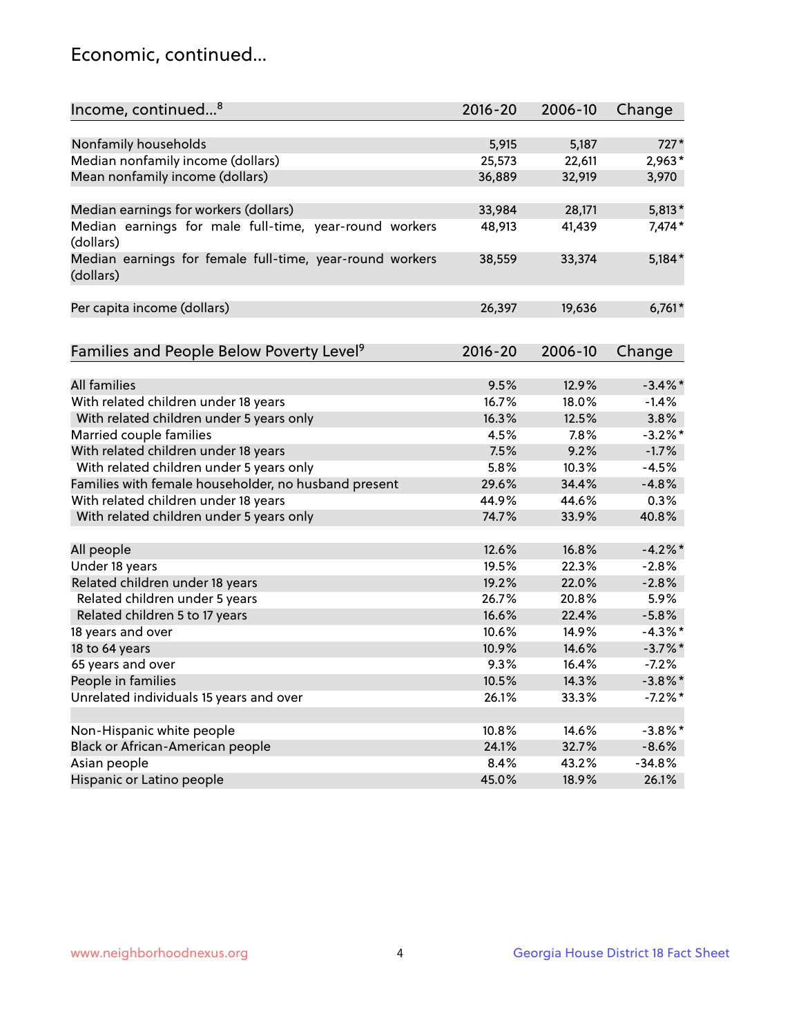## Economic, continued...

| Income, continued...[8] | 2016-20 | 2006-10 | Change |
|---|---|---|---|
| Nonfamily households | 5,915 | 5,187 | 727* |
| Median nonfamily income (dollars) | 25,573 | 22,611 | 2,963* |
| Mean nonfamily income (dollars) | 36,889 | 32,919 | 3,970 |
| Median earnings for workers (dollars) | 33,984 | 28,171 | 5,813* |
| Median earnings for male full-time, year-round workers (dollars) | 48,913 | 41,439 | 7,474* |
| Median earnings for female full-time, year-round workers (dollars) | 38,559 | 33,374 | 5,184* |
| Per capita income (dollars) | 26,397 | 19,636 | 6,761* |

| Families and People Below Poverty Level[9] | 2016-20 | 2006-10 | Change |
|---|---|---|---|
| All families | 9.5% | 12.9% | -3.4%* |
| With related children under 18 years | 16.7% | 18.0% | -1.4% |
| With related children under 5 years only | 16.3% | 12.5% | 3.8% |
| Married couple families | 4.5% | 7.8% | -3.2%* |
| With related children under 18 years | 7.5% | 9.2% | -1.7% |
| With related children under 5 years only | 5.8% | 10.3% | -4.5% |
| Families with female householder, no husband present | 29.6% | 34.4% | -4.8% |
| With related children under 18 years | 44.9% | 44.6% | 0.3% |
| With related children under 5 years only | 74.7% | 33.9% | 40.8% |
| All people | 12.6% | 16.8% | -4.2%* |
| Under 18 years | 19.5% | 22.3% | -2.8% |
| Related children under 18 years | 19.2% | 22.0% | -2.8% |
| Related children under 5 years | 26.7% | 20.8% | 5.9% |
| Related children 5 to 17 years | 16.6% | 22.4% | -5.8% |
| 18 years and over | 10.6% | 14.9% | -4.3%* |
| 18 to 64 years | 10.9% | 14.6% | -3.7%* |
| 65 years and over | 9.3% | 16.4% | -7.2% |
| People in families | 10.5% | 14.3% | -3.8%* |
| Unrelated individuals 15 years and over | 26.1% | 33.3% | -7.2%* |
| Non-Hispanic white people | 10.8% | 14.6% | -3.8%* |
| Black or African-American people | 24.1% | 32.7% | -8.6% |
| Asian people | 8.4% | 43.2% | -34.8% |
| Hispanic or Latino people | 45.0% | 18.9% | 26.1% |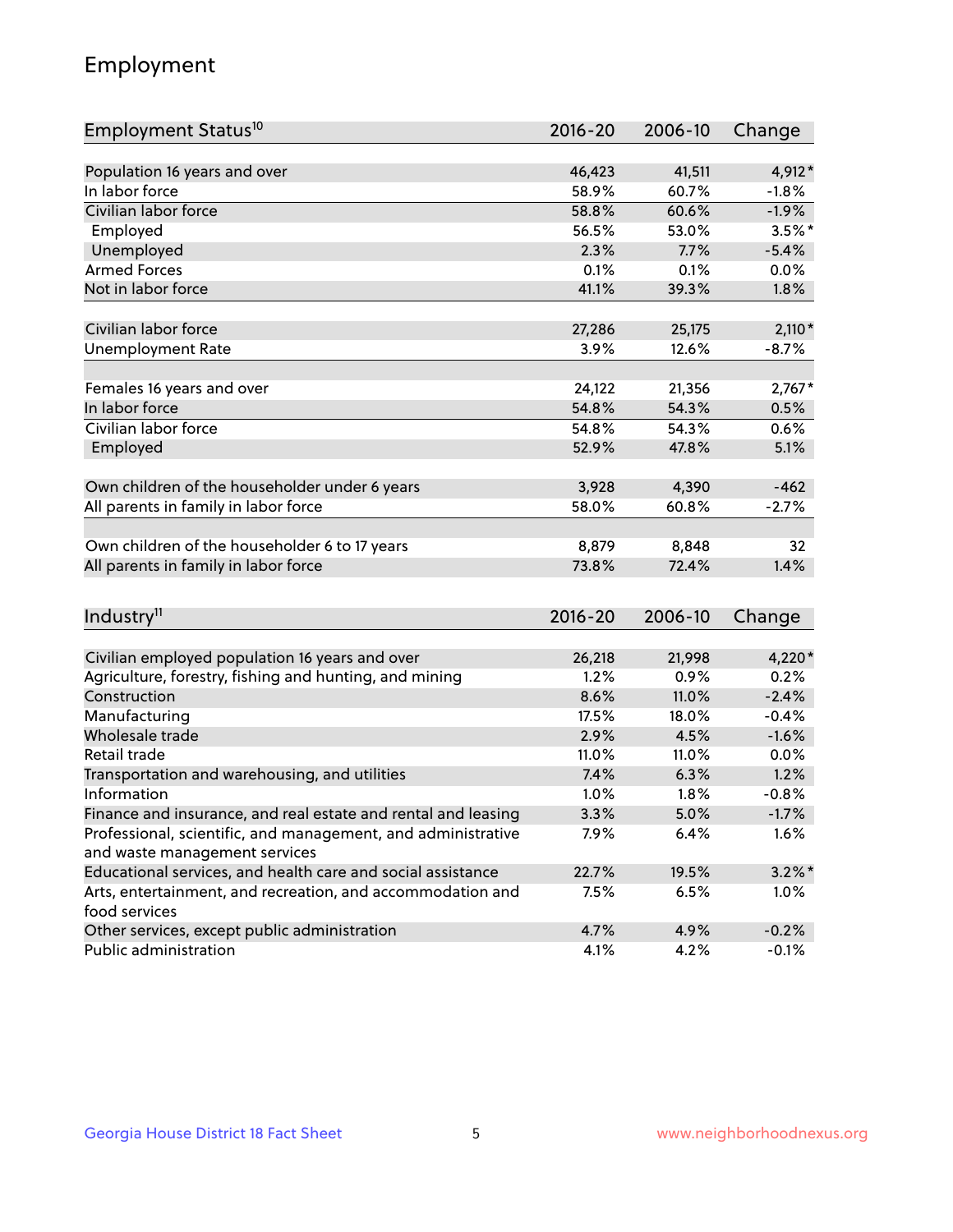## Employment

| Employment Status[10] | 2016-20 | 2006-10 | Change |
|---|---|---|---|
| Population 16 years and over | 46,423 | 41,511 | 4,912* |
| In labor force | 58.9% | 60.7% | -1.8% |
| Civilian labor force | 58.8% | 60.6% | -1.9% |
| Employed | 56.5% | 53.0% | 3.5%* |
| Unemployed | 2.3% | 7.7% | -5.4% |
| Armed Forces | 0.1% | 0.1% | 0.0% |
| Not in labor force | 41.1% | 39.3% | 1.8% |
| | | | |
| Civilian labor force | 27,286 | 25,175 | 2,110* |
| Unemployment Rate | 3.9% | 12.6% | -8.7% |
| | | | |
| Females 16 years and over | 24,122 | 21,356 | 2,767* |
| In labor force | 54.8% | 54.3% | 0.5% |
| Civilian labor force | 54.8% | 54.3% | 0.6% |
| Employed | 52.9% | 47.8% | 5.1% |
| | | | |
| Own children of the householder under 6 years | 3,928 | 4,390 | -462 |
| All parents in family in labor force | 58.0% | 60.8% | -2.7% |
| | | | |
| Own children of the householder 6 to 17 years | 8,879 | 8,848 | 32 |
| All parents in family in labor force | 73.8% | 72.4% | 1.4% |

| Industry[11] | 2016-20 | 2006-10 | Change |
|---|---|---|---|
| Civilian employed population 16 years and over | 26,218 | 21,998 | 4,220* |
| Agriculture, forestry, fishing and hunting, and mining | 1.2% | 0.9% | 0.2% |
| Construction | 8.6% | 11.0% | -2.4% |
| Manufacturing | 17.5% | 18.0% | -0.4% |
| Wholesale trade | 2.9% | 4.5% | -1.6% |
| Retail trade | 11.0% | 11.0% | 0.0% |
| Transportation and warehousing, and utilities | 7.4% | 6.3% | 1.2% |
| Information | 1.0% | 1.8% | -0.8% |
| Finance and insurance, and real estate and rental and leasing | 3.3% | 5.0% | -1.7% |
| Professional, scientific, and management, and administrative and waste management services | 7.9% | 6.4% | 1.6% |
| Educational services, and health care and social assistance | 22.7% | 19.5% | 3.2%* |
| Arts, entertainment, and recreation, and accommodation and food services | 7.5% | 6.5% | 1.0% |
| Other services, except public administration | 4.7% | 4.9% | -0.2% |
| Public administration | 4.1% | 4.2% | -0.1% |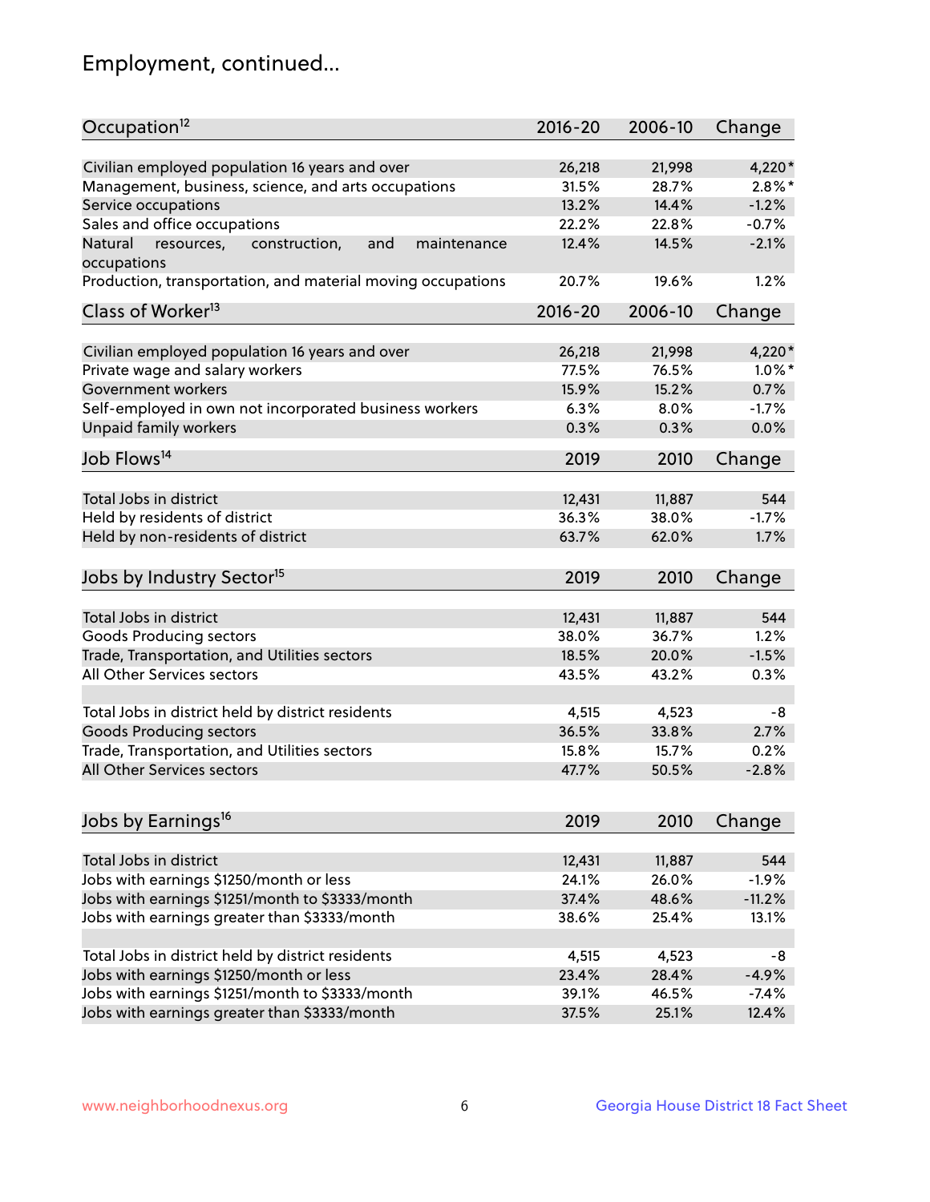## Employment, continued...

| Occupation[12] | 2016-20 | 2006-10 | Change |
|---|---|---|---|
| Civilian employed population 16 years and over | 26,218 | 21,998 | 4,220* |
| Management, business, science, and arts occupations | 31.5% | 28.7% | 2.8%* |
| Service occupations | 13.2% | 14.4% | -1.2% |
| Sales and office occupations | 22.2% | 22.8% | -0.7% |
| Natural resources, construction, and maintenance occupations | 12.4% | 14.5% | -2.1% |
| Production, transportation, and material moving occupations | 20.7% | 19.6% | 1.2% |

| Class of Worker[13] | 2016-20 | 2006-10 | Change |
|---|---|---|---|
| Civilian employed population 16 years and over | 26,218 | 21,998 | 4,220* |
| Private wage and salary workers | 77.5% | 76.5% | 1.0%* |
| Government workers | 15.9% | 15.2% | 0.7% |
| Self-employed in own not incorporated business workers | 6.3% | 8.0% | -1.7% |
| Unpaid family workers | 0.3% | 0.3% | 0.0% |

| Job Flows[14] | 2019 | 2010 | Change |
|---|---|---|---|
| Total Jobs in district | 12,431 | 11,887 | 544 |
| Held by residents of district | 36.3% | 38.0% | -1.7% |
| Held by non-residents of district | 63.7% | 62.0% | 1.7% |

| Jobs by Industry Sector[15] | 2019 | 2010 | Change |
|---|---|---|---|
| Total Jobs in district | 12,431 | 11,887 | 544 |
| Goods Producing sectors | 38.0% | 36.7% | 1.2% |
| Trade, Transportation, and Utilities sectors | 18.5% | 20.0% | -1.5% |
| All Other Services sectors | 43.5% | 43.2% | 0.3% |
| | | | |
| Total Jobs in district held by district residents | 4,515 | 4,523 | -8 |
| Goods Producing sectors | 36.5% | 33.8% | 2.7% |
| Trade, Transportation, and Utilities sectors | 15.8% | 15.7% | 0.2% |
| All Other Services sectors | 47.7% | 50.5% | -2.8% |

| Jobs by Earnings[16] | 2019 | 2010 | Change |
|---|---|---|---|
| Total Jobs in district | 12,431 | 11,887 | 544 |
| Jobs with earnings $1250/month or less | 24.1% | 26.0% | -1.9% |
| Jobs with earnings $1251/month to $3333/month | 37.4% | 48.6% | -11.2% |
| Jobs with earnings greater than $3333/month | 38.6% | 25.4% | 13.1% |
| | | | |
| Total Jobs in district held by district residents | 4,515 | 4,523 | -8 |
| Jobs with earnings $1250/month or less | 23.4% | 28.4% | -4.9% |
| Jobs with earnings $1251/month to $3333/month | 39.1% | 46.5% | -7.4% |
| Jobs with earnings greater than $3333/month | 37.5% | 25.1% | 12.4% |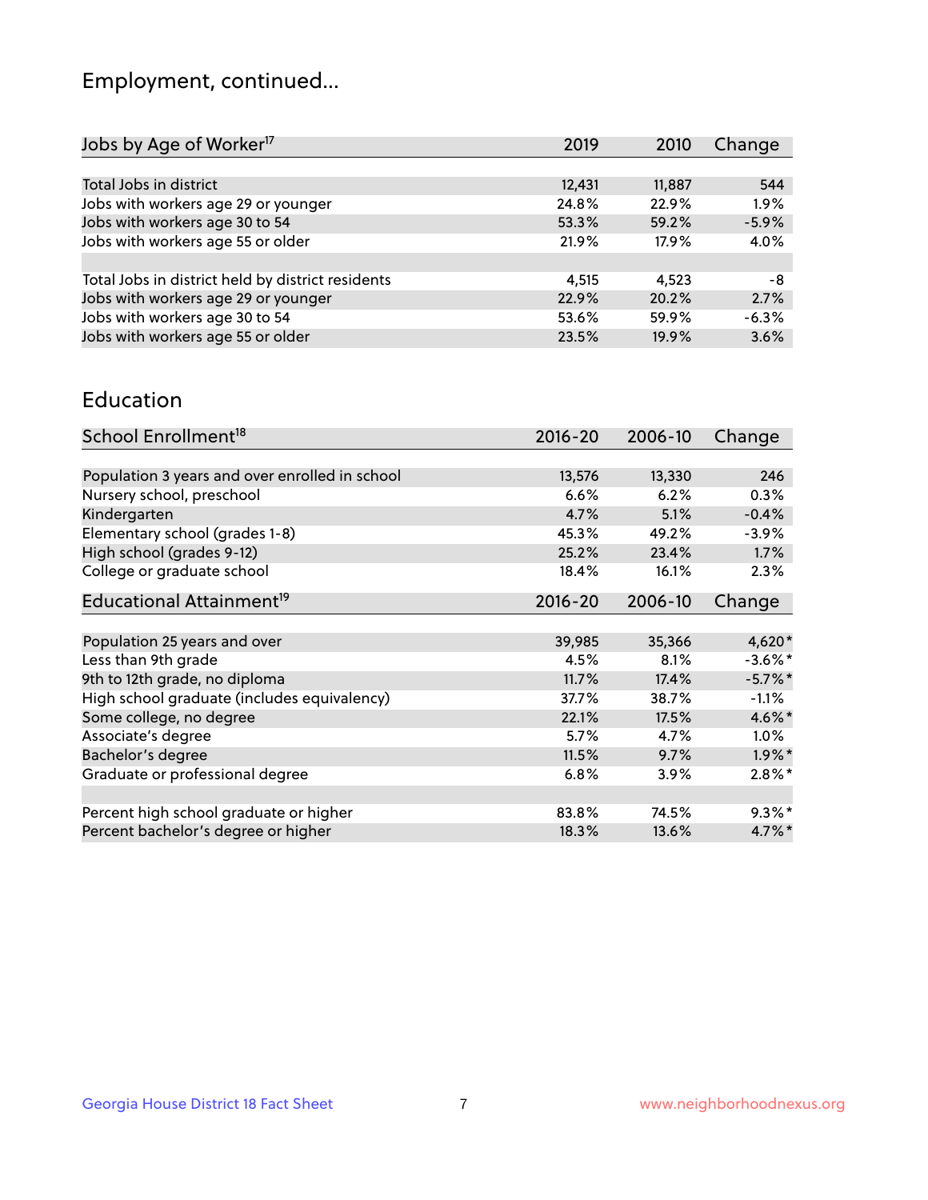# Employment, continued...

| Jobs by Age of Worker[17] | 2019 | 2010 | Change |
|---|---|---|---|
| Total Jobs in district | 12,431 | 11,887 | 544 |
| Jobs with workers age 29 or younger | 24.8% | 22.9% | 1.9% |
| Jobs with workers age 30 to 54 | 53.3% | 59.2% | -5.9% |
| Jobs with workers age 55 or older | 21.9% | 17.9% | 4.0% |
| | | | |
| Total Jobs in district held by district residents | 4,515 | 4,523 | -8 |
| Jobs with workers age 29 or younger | 22.9% | 20.2% | 2.7% |
| Jobs with workers age 30 to 54 | 53.6% | 59.9% | -6.3% |
| Jobs with workers age 55 or older | 23.5% | 19.9% | 3.6% |

## Education

| School Enrollment[18] | 2016-20 | 2006-10 | Change |
|---|---|---|---|
| Population 3 years and over enrolled in school | 13,576 | 13,330 | 246 |
| Nursery school, preschool | 6.6% | 6.2% | 0.3% |
| Kindergarten | 4.7% | 5.1% | -0.4% |
| Elementary school (grades 1-8) | 45.3% | 49.2% | -3.9% |
| High school (grades 9-12) | 25.2% | 23.4% | 1.7% |
| College or graduate school | 18.4% | 16.1% | 2.3% |

| Educational Attainment[19] | 2016-20 | 2006-10 | Change |
|---|---|---|---|
| Population 25 years and over | 39,985 | 35,366 | 4,620* |
| Less than 9th grade | 4.5% | 8.1% | -3.6%* |
| 9th to 12th grade, no diploma | 11.7% | 17.4% | -5.7%* |
| High school graduate (includes equivalency) | 37.7% | 38.7% | -1.1% |
| Some college, no degree | 22.1% | 17.5% | 4.6%* |
| Associate's degree | 5.7% | 4.7% | 1.0% |
| Bachelor's degree | 11.5% | 9.7% | 1.9%* |
| Graduate or professional degree | 6.8% | 3.9% | 2.8%* |
| | | | |
| Percent high school graduate or higher | 83.8% | 74.5% | 9.3%* |
| Percent bachelor's degree or higher | 18.3% | 13.6% | 4.7%* |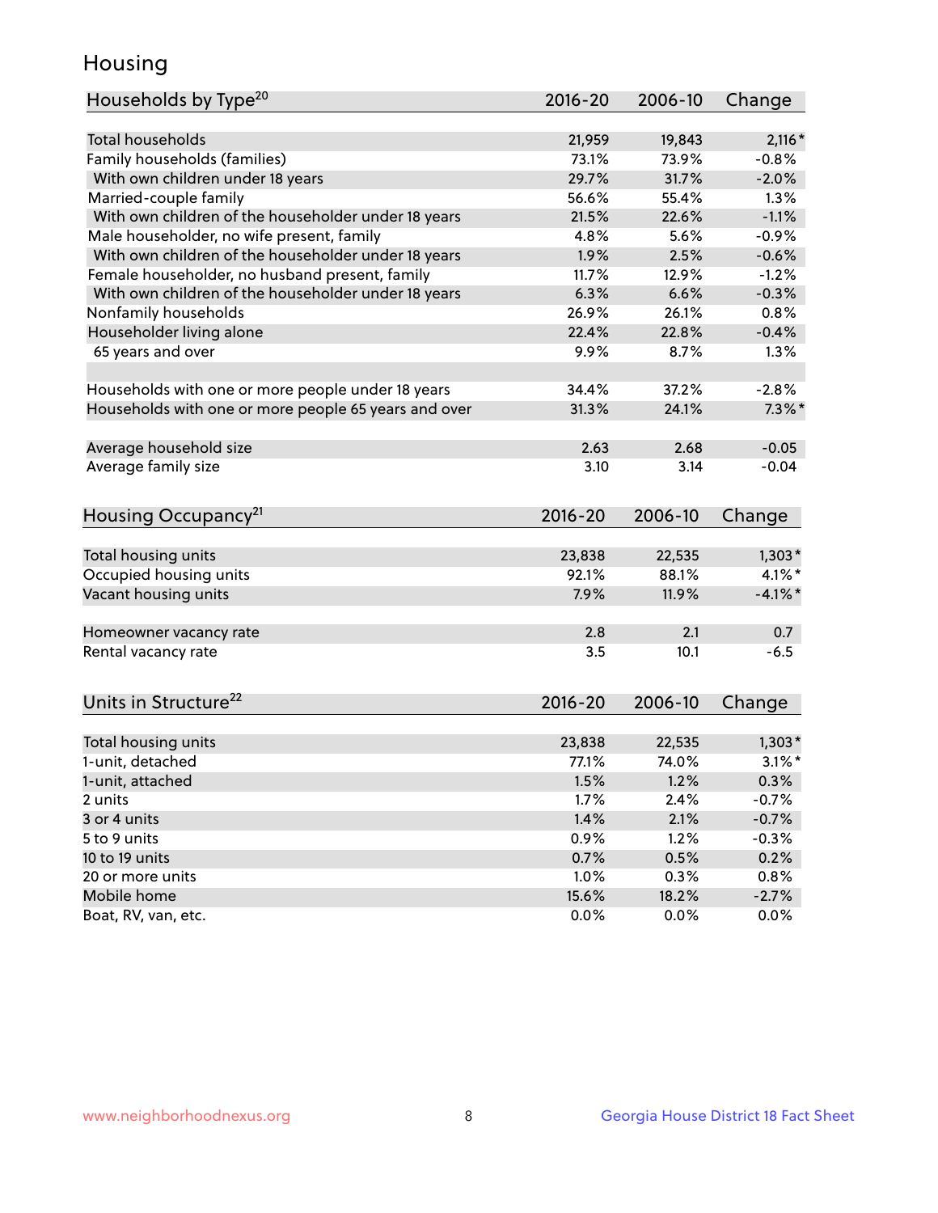# Housing

| Households by Type[20] | 2016-20 | 2006-10 | Change |
|---|---|---|---|
| Total households | 21,959 | 19,843 | 2,116* |
| Family households (families) | 73.1% | 73.9% | -0.8% |
| With own children under 18 years | 29.7% | 31.7% | -2.0% |
| Married-couple family | 56.6% | 55.4% | 1.3% |
| With own children of the householder under 18 years | 21.5% | 22.6% | -1.1% |
| Male householder, no wife present, family | 4.8% | 5.6% | -0.9% |
| With own children of the householder under 18 years | 1.9% | 2.5% | -0.6% |
| Female householder, no husband present, family | 11.7% | 12.9% | -1.2% |
| With own children of the householder under 18 years | 6.3% | 6.6% | -0.3% |
| Nonfamily households | 26.9% | 26.1% | 0.8% |
| Householder living alone | 22.4% | 22.8% | -0.4% |
| 65 years and over | 9.9% | 8.7% | 1.3% |
| | | | |
| Households with one or more people under 18 years | 34.4% | 37.2% | -2.8% |
| Households with one or more people 65 years and over | 31.3% | 24.1% | 7.3%* |
| | | | |
| Average household size | 2.63 | 2.68 | -0.05 |
| Average family size | 3.10 | 3.14 | -0.04 |

| Housing Occupancy[21] | 2016-20 | 2006-10 | Change |
|---|---|---|---|
| Total housing units | 23,838 | 22,535 | 1,303* |
| Occupied housing units | 92.1% | 88.1% | 4.1%* |
| Vacant housing units | 7.9% | 11.9% | -4.1%* |
| | | | |
| Homeowner vacancy rate | 2.8 | 2.1 | 0.7 |
| Rental vacancy rate | 3.5 | 10.1 | -6.5 |

| Units in Structure[22] | 2016-20 | 2006-10 | Change |
|---|---|---|---|
| Total housing units | 23,838 | 22,535 | 1,303* |
| 1-unit, detached | 77.1% | 74.0% | 3.1%* |
| 1-unit, attached | 1.5% | 1.2% | 0.3% |
| 2 units | 1.7% | 2.4% | -0.7% |
| 3 or 4 units | 1.4% | 2.1% | -0.7% |
| 5 to 9 units | 0.9% | 1.2% | -0.3% |
| 10 to 19 units | 0.7% | 0.5% | 0.2% |
| 20 or more units | 1.0% | 0.3% | 0.8% |
| Mobile home | 15.6% | 18.2% | -2.7% |
| Boat, RV, van, etc. | 0.0% | 0.0% | 0.0% |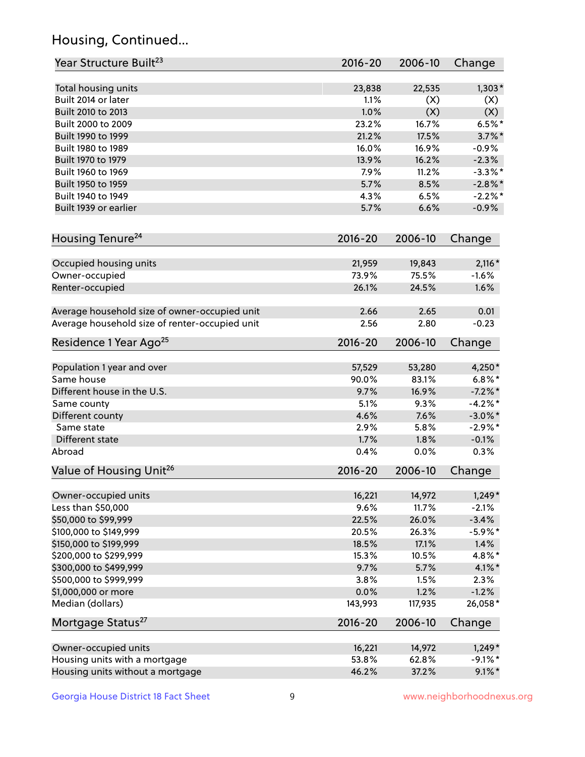## Housing, Continued...

| Year Structure Built[23] | 2016-20 | 2006-10 | Change |
|---|---|---|---|
| Total housing units | 23,838 | 22,535 | 1,303* |
| Built 2014 or later | 1.1% | (X) | (X) |
| Built 2010 to 2013 | 1.0% | (X) | (X) |
| Built 2000 to 2009 | 23.2% | 16.7% | 6.5%* |
| Built 1990 to 1999 | 21.2% | 17.5% | 3.7%* |
| Built 1980 to 1989 | 16.0% | 16.9% | -0.9% |
| Built 1970 to 1979 | 13.9% | 16.2% | -2.3% |
| Built 1960 to 1969 | 7.9% | 11.2% | -3.3%* |
| Built 1950 to 1959 | 5.7% | 8.5% | -2.8%* |
| Built 1940 to 1949 | 4.3% | 6.5% | -2.2%* |
| Built 1939 or earlier | 5.7% | 6.6% | -0.9% |

| Housing Tenure[24] | 2016-20 | 2006-10 | Change |
|---|---|---|---|
| Occupied housing units | 21,959 | 19,843 | 2,116* |
| Owner-occupied | 73.9% | 75.5% | -1.6% |
| Renter-occupied | 26.1% | 24.5% | 1.6% |
| Average household size of owner-occupied unit | 2.66 | 2.65 | 0.01 |
| Average household size of renter-occupied unit | 2.56 | 2.80 | -0.23 |

| Residence 1 Year Ago[25] | 2016-20 | 2006-10 | Change |
|---|---|---|---|
| Population 1 year and over | 57,529 | 53,280 | 4,250* |
| Same house | 90.0% | 83.1% | 6.8%* |
| Different house in the U.S. | 9.7% | 16.9% | -7.2%* |
| Same county | 5.1% | 9.3% | -4.2%* |
| Different county | 4.6% | 7.6% | -3.0%* |
| Same state | 2.9% | 5.8% | -2.9%* |
| Different state | 1.7% | 1.8% | -0.1% |
| Abroad | 0.4% | 0.0% | 0.3% |

| Value of Housing Unit[26] | 2016-20 | 2006-10 | Change |
|---|---|---|---|
| Owner-occupied units | 16,221 | 14,972 | 1,249* |
| Less than $50,000 | 9.6% | 11.7% | -2.1% |
| $50,000 to $99,999 | 22.5% | 26.0% | -3.4% |
| $100,000 to $149,999 | 20.5% | 26.3% | -5.9%* |
| $150,000 to $199,999 | 18.5% | 17.1% | 1.4% |
| $200,000 to $299,999 | 15.3% | 10.5% | 4.8%* |
| $300,000 to $499,999 | 9.7% | 5.7% | 4.1%* |
| $500,000 to $999,999 | 3.8% | 1.5% | 2.3% |
| $1,000,000 or more | 0.0% | 1.2% | -1.2% |
| Median (dollars) | 143,993 | 117,935 | 26,058* |

| Mortgage Status[27] | 2016-20 | 2006-10 | Change |
|---|---|---|---|
| Owner-occupied units | 16,221 | 14,972 | 1,249* |
| Housing units with a mortgage | 53.8% | 62.8% | -9.1%* |
| Housing units without a mortgage | 46.2% | 37.2% | 9.1%* |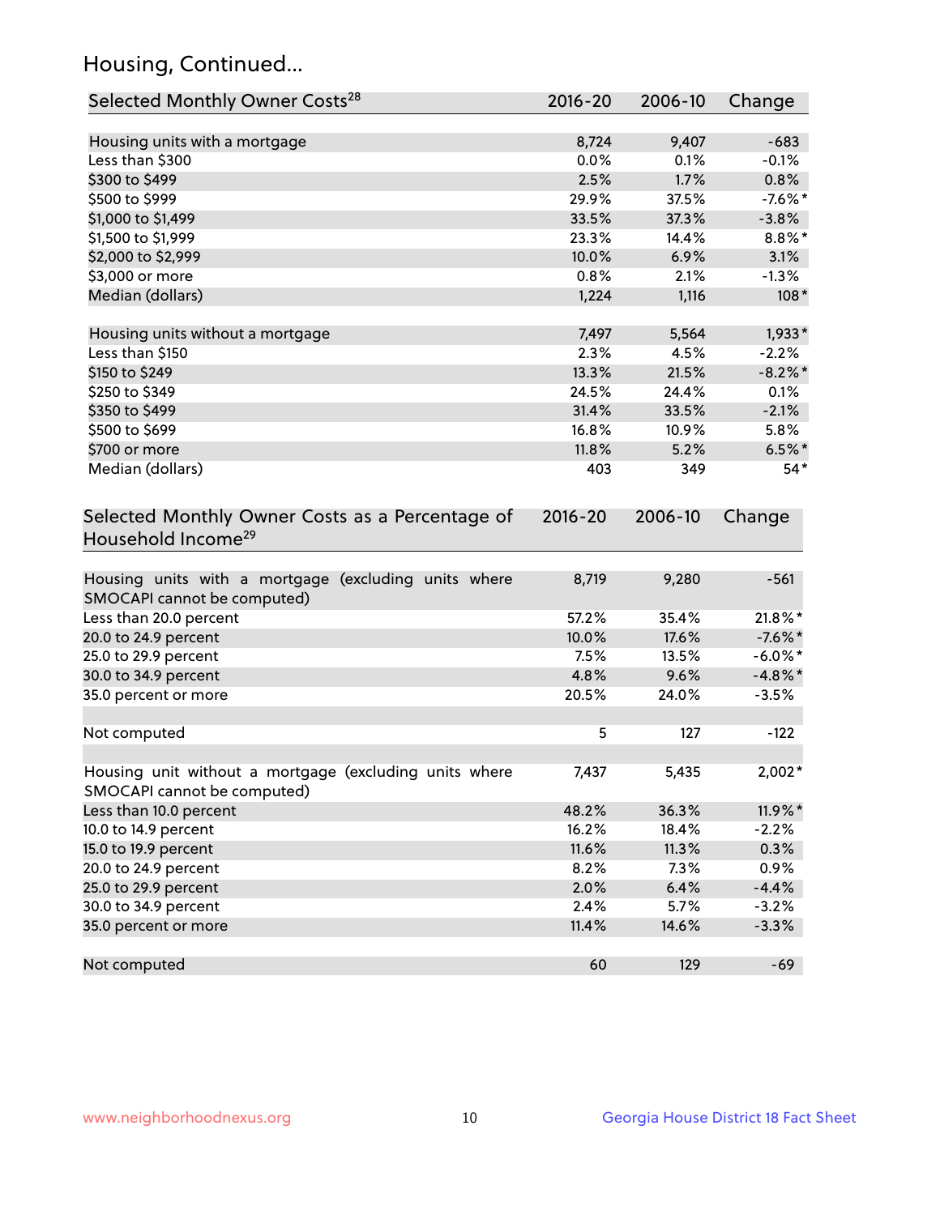## Housing, Continued...

| Selected Monthly Owner Costs[28] | 2016-20 | 2006-10 | Change |
|---|---|---|---|
| Housing units with a mortgage | 8,724 | 9,407 | -683 |
| Less than $300 | 0.0% | 0.1% | -0.1% |
| $300 to $499 | 2.5% | 1.7% | 0.8% |
| $500 to $999 | 29.9% | 37.5% | -7.6%* |
| $1,000 to $1,499 | 33.5% | 37.3% | -3.8% |
| $1,500 to $1,999 | 23.3% | 14.4% | 8.8%* |
| $2,000 to $2,999 | 10.0% | 6.9% | 3.1% |
| $3,000 or more | 0.8% | 2.1% | -1.3% |
| Median (dollars) | 1,224 | 1,116 | 108* |
| Housing units without a mortgage | 7,497 | 5,564 | 1,933* |
| Less than $150 | 2.3% | 4.5% | -2.2% |
| $150 to $249 | 13.3% | 21.5% | -8.2%* |
| $250 to $349 | 24.5% | 24.4% | 0.1% |
| $350 to $499 | 31.4% | 33.5% | -2.1% |
| $500 to $699 | 16.8% | 10.9% | 5.8% |
| $700 or more | 11.8% | 5.2% | 6.5%* |
| Median (dollars) | 403 | 349 | 54* |

| Selected Monthly Owner Costs as a Percentage of Household Income[29] | 2016-20 | 2006-10 | Change |
|---|---|---|---|
| Housing units with a mortgage (excluding units where SMOCAPI cannot be computed) | 8,719 | 9,280 | -561 |
| Less than 20.0 percent | 57.2% | 35.4% | 21.8%* |
| 20.0 to 24.9 percent | 10.0% | 17.6% | -7.6%* |
| 25.0 to 29.9 percent | 7.5% | 13.5% | -6.0%* |
| 30.0 to 34.9 percent | 4.8% | 9.6% | -4.8%* |
| 35.0 percent or more | 20.5% | 24.0% | -3.5% |
| Not computed | 5 | 127 | -122 |
| Housing unit without a mortgage (excluding units where SMOCAPI cannot be computed) | 7,437 | 5,435 | 2,002* |
| Less than 10.0 percent | 48.2% | 36.3% | 11.9%* |
| 10.0 to 14.9 percent | 16.2% | 18.4% | -2.2% |
| 15.0 to 19.9 percent | 11.6% | 11.3% | 0.3% |
| 20.0 to 24.9 percent | 8.2% | 7.3% | 0.9% |
| 25.0 to 29.9 percent | 2.0% | 6.4% | -4.4% |
| 30.0 to 34.9 percent | 2.4% | 5.7% | -3.2% |
| 35.0 percent or more | 11.4% | 14.6% | -3.3% |
| Not computed | 60 | 129 | -69 |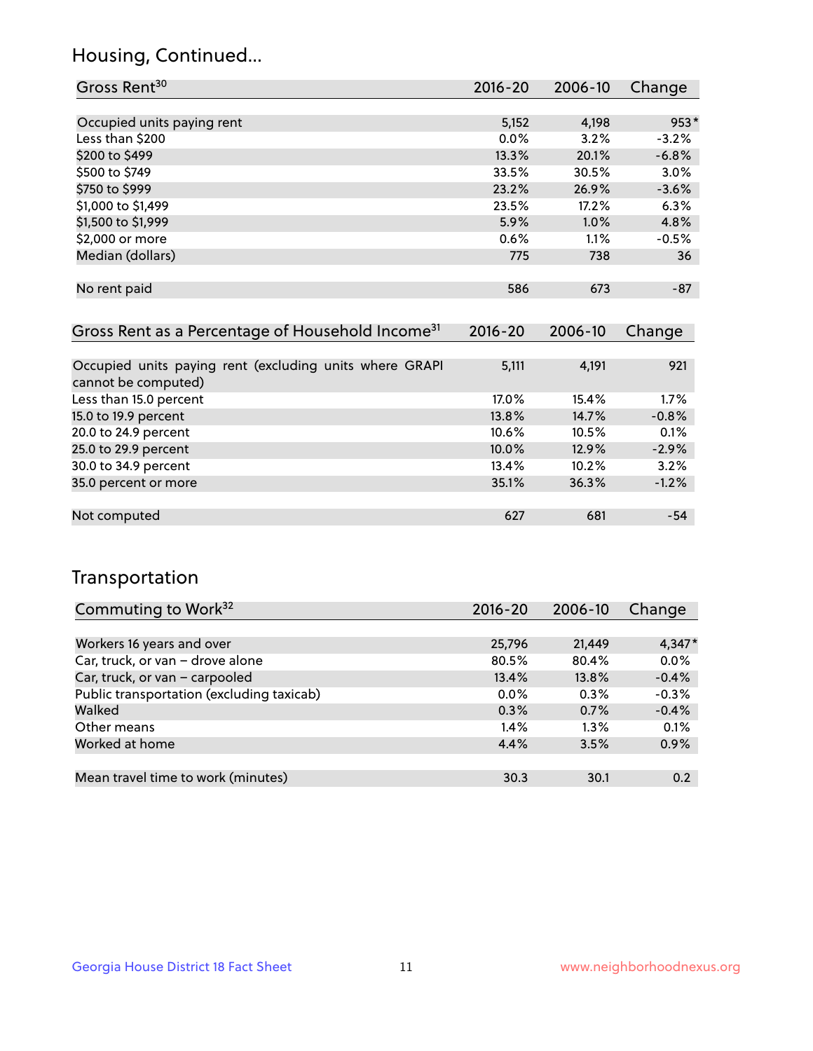## Housing, Continued...

| Gross Rent[30] | 2016-20 | 2006-10 | Change |
|---|---|---|---|
| Occupied units paying rent | 5,152 | 4,198 | 953* |
| Less than $200 | 0.0% | 3.2% | -3.2% |
| $200 to $499 | 13.3% | 20.1% | -6.8% |
| $500 to $749 | 33.5% | 30.5% | 3.0% |
| $750 to $999 | 23.2% | 26.9% | -3.6% |
| $1,000 to $1,499 | 23.5% | 17.2% | 6.3% |
| $1,500 to $1,999 | 5.9% | 1.0% | 4.8% |
| $2,000 or more | 0.6% | 1.1% | -0.5% |
| Median (dollars) | 775 | 738 | 36 |
| No rent paid | 586 | 673 | -87 |

| Gross Rent as a Percentage of Household Income[31] | 2016-20 | 2006-10 | Change |
|---|---|---|---|
| Occupied units paying rent (excluding units where GRAPI cannot be computed) | 5,111 | 4,191 | 921 |
| Less than 15.0 percent | 17.0% | 15.4% | 1.7% |
| 15.0 to 19.9 percent | 13.8% | 14.7% | -0.8% |
| 20.0 to 24.9 percent | 10.6% | 10.5% | 0.1% |
| 25.0 to 29.9 percent | 10.0% | 12.9% | -2.9% |
| 30.0 to 34.9 percent | 13.4% | 10.2% | 3.2% |
| 35.0 percent or more | 35.1% | 36.3% | -1.2% |
| Not computed | 627 | 681 | -54 |

## Transportation

| Commuting to Work[32] | 2016-20 | 2006-10 | Change |
|---|---|---|---|
| Workers 16 years and over | 25,796 | 21,449 | 4,347* |
| Car, truck, or van – drove alone | 80.5% | 80.4% | 0.0% |
| Car, truck, or van – carpooled | 13.4% | 13.8% | -0.4% |
| Public transportation (excluding taxicab) | 0.0% | 0.3% | -0.3% |
| Walked | 0.3% | 0.7% | -0.4% |
| Other means | 1.4% | 1.3% | 0.1% |
| Worked at home | 4.4% | 3.5% | 0.9% |
| Mean travel time to work (minutes) | 30.3 | 30.1 | 0.2 |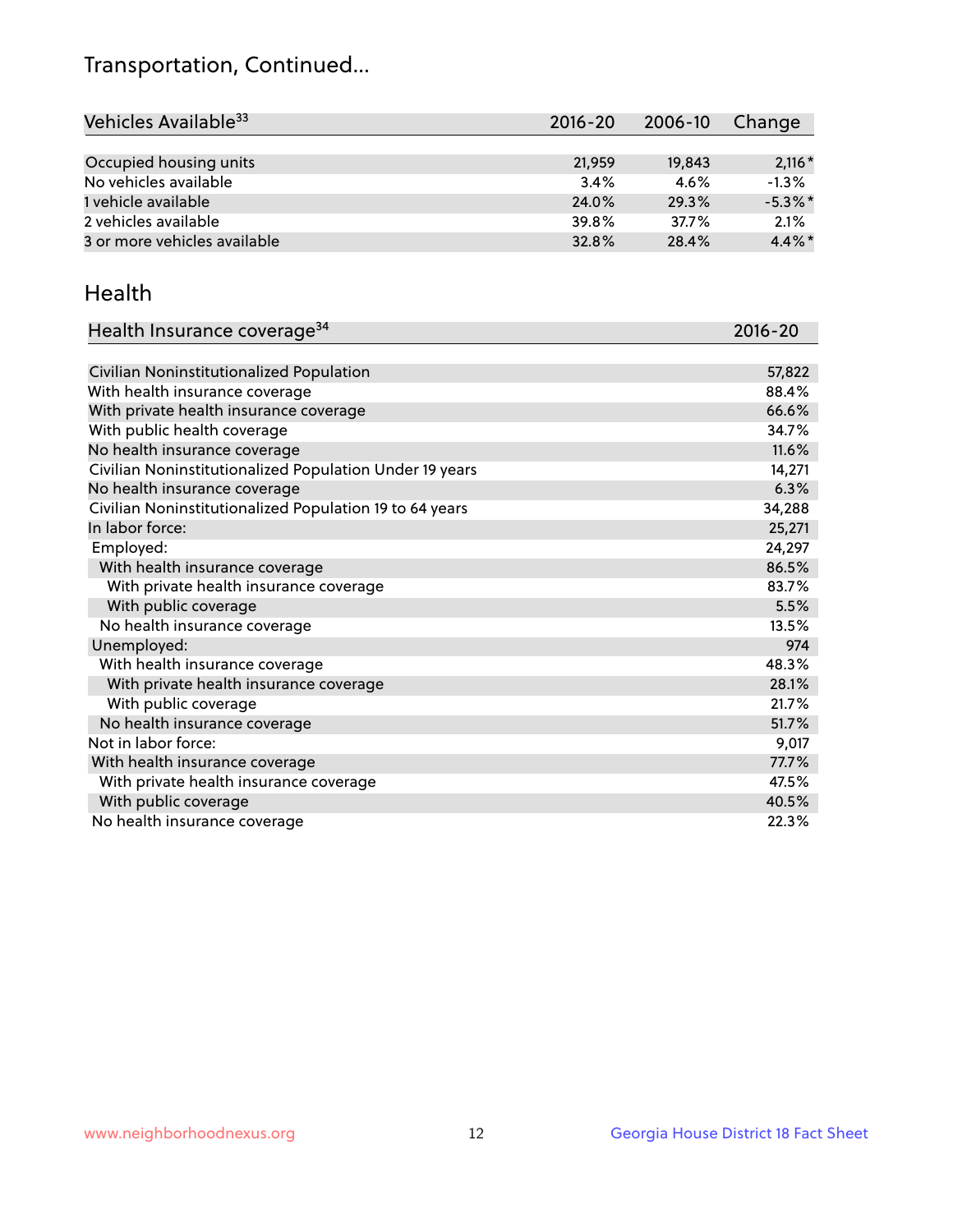# Transportation, Continued...

| Vehicles Available[33] | 2016-20 | 2006-10 | Change |
|---|---|---|---|
| Occupied housing units | 21,959 | 19,843 | 2,116* |
| No vehicles available | 3.4% | 4.6% | -1.3% |
| 1 vehicle available | 24.0% | 29.3% | -5.3%* |
| 2 vehicles available | 39.8% | 37.7% | 2.1% |
| 3 or more vehicles available | 32.8% | 28.4% | 4.4%* |

## Health

| Health Insurance coverage[34] | 2016-20 |
|---|---|
| Civilian Noninstitutionalized Population | 57,822 |
| With health insurance coverage | 88.4% |
| With private health insurance coverage | 66.6% |
| With public health coverage | 34.7% |
| No health insurance coverage | 11.6% |
| Civilian Noninstitutionalized Population Under 19 years | 14,271 |
| No health insurance coverage | 6.3% |
| Civilian Noninstitutionalized Population 19 to 64 years | 34,288 |
| In labor force: | 25,271 |
| Employed: | 24,297 |
| With health insurance coverage | 86.5% |
| With private health insurance coverage | 83.7% |
| With public coverage | 5.5% |
| No health insurance coverage | 13.5% |
| Unemployed: | 974 |
| With health insurance coverage | 48.3% |
| With private health insurance coverage | 28.1% |
| With public coverage | 21.7% |
| No health insurance coverage | 51.7% |
| Not in labor force: | 9,017 |
| With health insurance coverage | 77.7% |
| With private health insurance coverage | 47.5% |
| With public coverage | 40.5% |
| No health insurance coverage | 22.3% |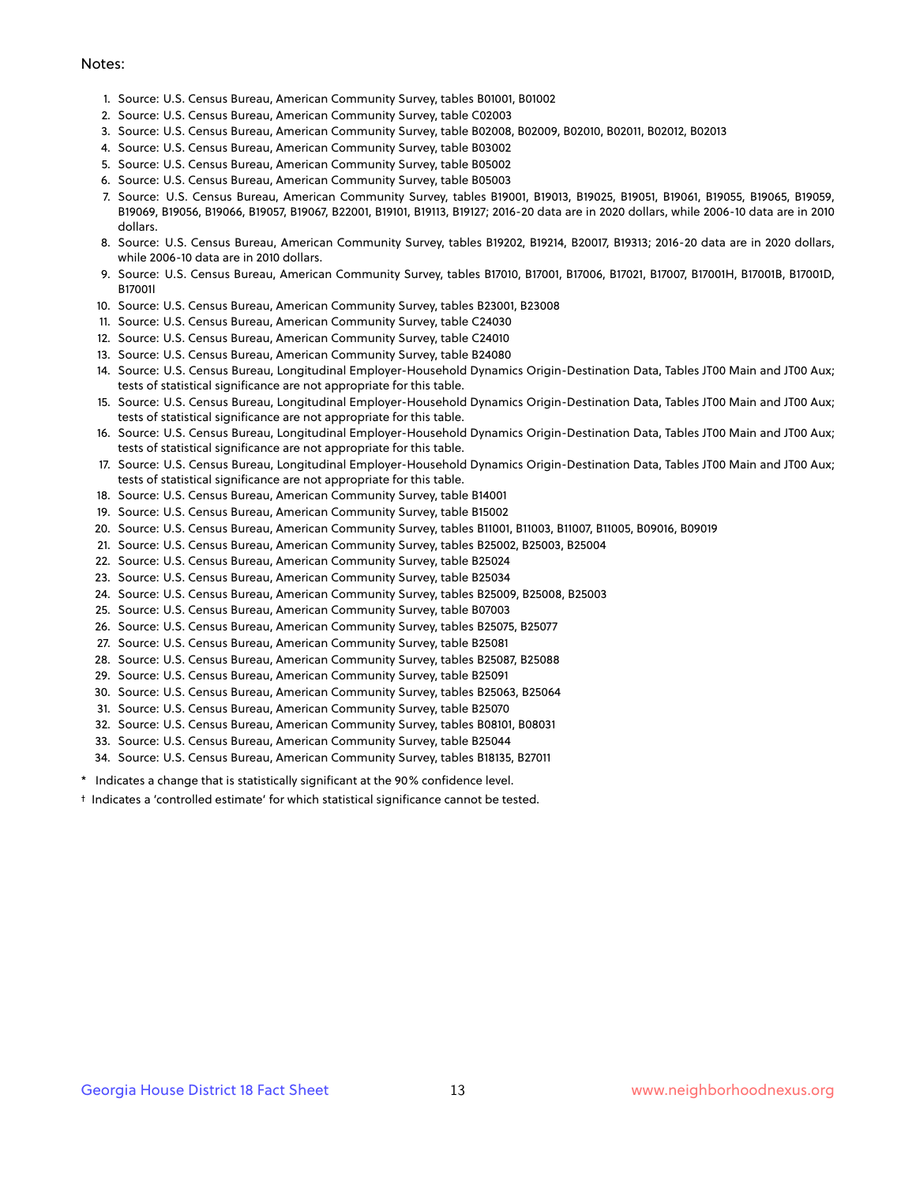Notes:

1. Source: U.S. Census Bureau, American Community Survey, tables B01001, B01002
2. Source: U.S. Census Bureau, American Community Survey, table C02003
3. Source: U.S. Census Bureau, American Community Survey, table B02008, B02009, B02010, B02011, B02012, B02013
4. Source: U.S. Census Bureau, American Community Survey, table B03002
5. Source: U.S. Census Bureau, American Community Survey, table B05002
6. Source: U.S. Census Bureau, American Community Survey, table B05003
7. Source: U.S. Census Bureau, American Community Survey, tables B19001, B19013, B19025, B19051, B19061, B19055, B19065, B19059, B19069, B19056, B19066, B19057, B19067, B22001, B19101, B19113, B19127; 2016-20 data are in 2020 dollars, while 2006-10 data are in 2010 dollars.
8. Source: U.S. Census Bureau, American Community Survey, tables B19202, B19214, B20017, B19313; 2016-20 data are in 2020 dollars, while 2006-10 data are in 2010 dollars.
9. Source: U.S. Census Bureau, American Community Survey, tables B17010, B17001, B17006, B17021, B17007, B17001H, B17001B, B17001D, B17001I
10. Source: U.S. Census Bureau, American Community Survey, tables B23001, B23008
11. Source: U.S. Census Bureau, American Community Survey, table C24030
12. Source: U.S. Census Bureau, American Community Survey, table C24010
13. Source: U.S. Census Bureau, American Community Survey, table B24080
14. Source: U.S. Census Bureau, Longitudinal Employer-Household Dynamics Origin-Destination Data, Tables JT00 Main and JT00 Aux; tests of statistical significance are not appropriate for this table.
15. Source: U.S. Census Bureau, Longitudinal Employer-Household Dynamics Origin-Destination Data, Tables JT00 Main and JT00 Aux; tests of statistical significance are not appropriate for this table.
16. Source: U.S. Census Bureau, Longitudinal Employer-Household Dynamics Origin-Destination Data, Tables JT00 Main and JT00 Aux; tests of statistical significance are not appropriate for this table.
17. Source: U.S. Census Bureau, Longitudinal Employer-Household Dynamics Origin-Destination Data, Tables JT00 Main and JT00 Aux; tests of statistical significance are not appropriate for this table.
18. Source: U.S. Census Bureau, American Community Survey, table B14001
19. Source: U.S. Census Bureau, American Community Survey, table B15002
20. Source: U.S. Census Bureau, American Community Survey, tables B11001, B11003, B11007, B11005, B09016, B09019
21. Source: U.S. Census Bureau, American Community Survey, tables B25002, B25003, B25004
22. Source: U.S. Census Bureau, American Community Survey, table B25024
23. Source: U.S. Census Bureau, American Community Survey, table B25034
24. Source: U.S. Census Bureau, American Community Survey, tables B25009, B25008, B25003
25. Source: U.S. Census Bureau, American Community Survey, table B07003
26. Source: U.S. Census Bureau, American Community Survey, tables B25075, B25077
27. Source: U.S. Census Bureau, American Community Survey, table B25081
28. Source: U.S. Census Bureau, American Community Survey, tables B25087, B25088
29. Source: U.S. Census Bureau, American Community Survey, table B25091
30. Source: U.S. Census Bureau, American Community Survey, tables B25063, B25064
31. Source: U.S. Census Bureau, American Community Survey, table B25070
32. Source: U.S. Census Bureau, American Community Survey, tables B08101, B08031
33. Source: U.S. Census Bureau, American Community Survey, table B25044
34. Source: U.S. Census Bureau, American Community Survey, tables B18135, B27011

\* Indicates a change that is statistically significant at the 90% confidence level.

† Indicates a 'controlled estimate' for which statistical significance cannot be tested.